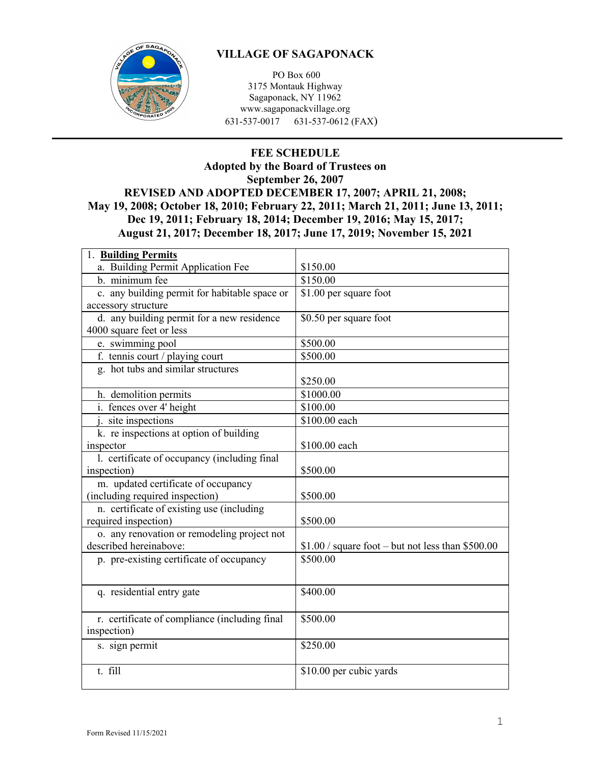# VILLAGE OF SAGAPONACK

PO Box 600
3175 Montauk Highway
Sagaponack, NY 11962
www.sagaponackvillage.org
631-537-0017      631-537-0612 (FAX)

## FEE SCHEDULE

**Adopted by the Board of Trustees on**
**September 26, 2007**
**REVISED AND ADOPTED DECEMBER 17, 2007; APRIL 21, 2008; May 19, 2008; October 18, 2010; February 22, 2011; March 21, 2011; June 13, 2011; Dec 19, 2011; February 18, 2014; December 19, 2016; May 15, 2017; August 21, 2017; December 18, 2017; June 17, 2019; November 15, 2021**

| 1. **Building Permits** | |
|---|---|
| a. Building Permit Application Fee | $150.00 |
| b. minimum fee | $150.00 |
| c. any building permit for habitable space or accessory structure | $1.00 per square foot |
| d. any building permit for a new residence 4000 square feet or less | $0.50 per square foot |
| e. swimming pool | $500.00 |
| f. tennis court / playing court | $500.00 |
| g. hot tubs and similar structures | $250.00 |
| h. demolition permits | $1000.00 |
| i. fences over 4' height | $100.00 |
| j. site inspections | $100.00 each |
| k. re inspections at option of building inspector | $100.00 each |
| l. certificate of occupancy (including final inspection) | $500.00 |
| m. updated certificate of occupancy (including required inspection) | $500.00 |
| n. certificate of existing use (including required inspection) | $500.00 |
| o. any renovation or remodeling project not described hereinabove: | $1.00 / square foot – but not less than $500.00 |
| p. pre-existing certificate of occupancy | $500.00 |
| q. residential entry gate | $400.00 |
| r. certificate of compliance (including final inspection) | $500.00 |
| s. sign permit | $250.00 |
| t. fill | $10.00 per cubic yards |

Form Revised 11/15/2021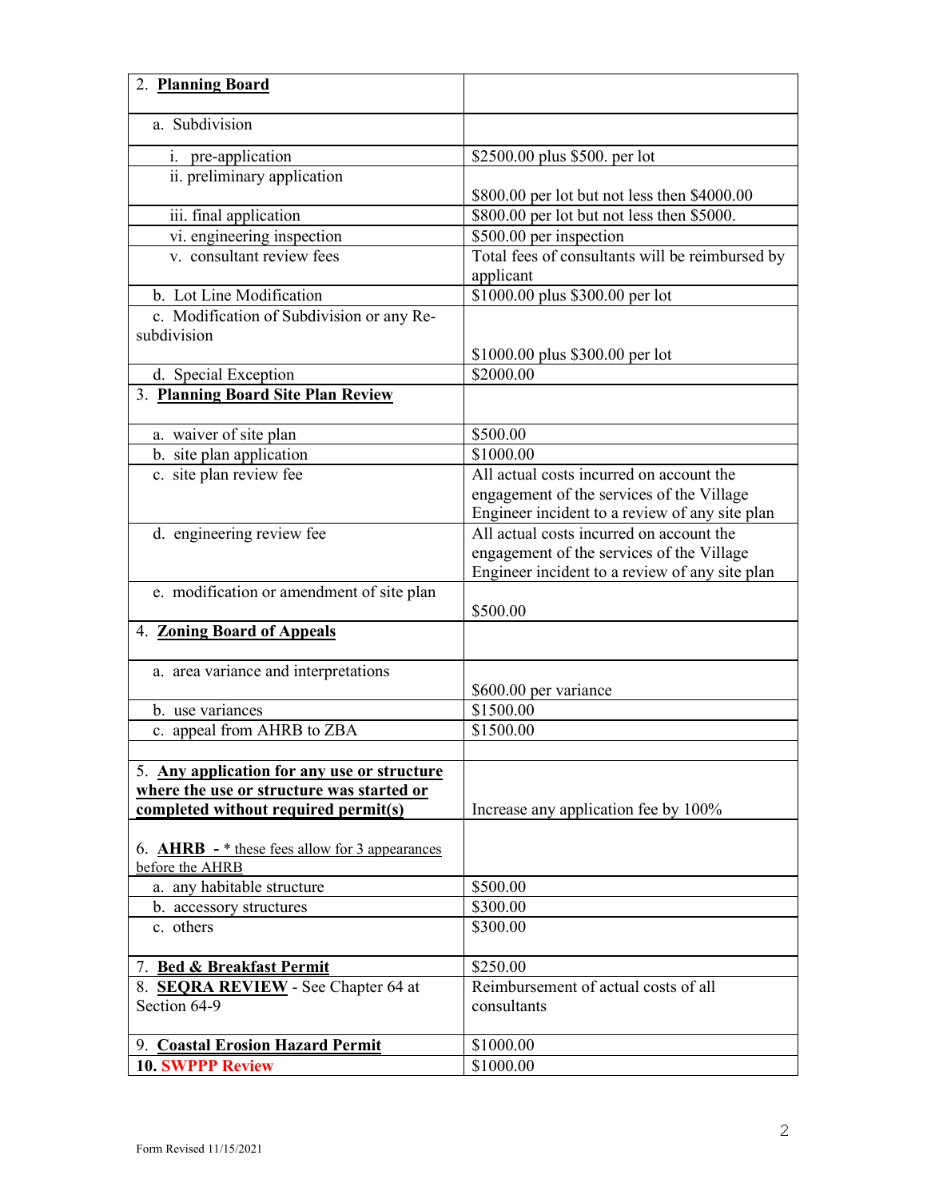| | |
|---|---|
| 2. **Planning Board** | |
| a. Subdivision | |
| i. pre-application | $2500.00 plus $500. per lot |
| ii. preliminary application | $800.00 per lot but not less then $4000.00 |
| iii. final application | $800.00 per lot but not less then $5000. |
| vi. engineering inspection | $500.00 per inspection |
| v. consultant review fees | Total fees of consultants will be reimbursed by applicant |
| b. Lot Line Modification | $1000.00 plus $300.00 per lot |
| c. Modification of Subdivision or any Re-subdivision | $1000.00 plus $300.00 per lot |
| d. Special Exception | $2000.00 |
| 3. **Planning Board Site Plan Review** | |
| a. waiver of site plan | $500.00 |
| b. site plan application | $1000.00 |
| c. site plan review fee | All actual costs incurred on account the engagement of the services of the Village Engineer incident to a review of any site plan |
| d. engineering review fee | All actual costs incurred on account the engagement of the services of the Village Engineer incident to a review of any site plan |
| e. modification or amendment of site plan | $500.00 |
| 4. **Zoning Board of Appeals** | |
| a. area variance and interpretations | $600.00 per variance |
| b. use variances | $1500.00 |
| c. appeal from AHRB to ZBA | $1500.00 |
| | |
| 5. **Any application for any use or structure where the use or structure was started or completed without required permit(s)** | Increase any application fee by 100% |
| 6. **AHRB** - * these fees allow for 3 appearances before the AHRB | |
| a. any habitable structure | $500.00 |
| b. accessory structures | $300.00 |
| c. others | $300.00 |
| 7. **Bed & Breakfast Permit** | $250.00 |
| 8. **SEQRA REVIEW** - See Chapter 64 at Section 64-9 | Reimbursement of actual costs of all consultants |
| 9. **Coastal Erosion Hazard Permit** | $1000.00 |
| **10. SWPPP Review** | $1000.00 |

Form Revised 11/15/2021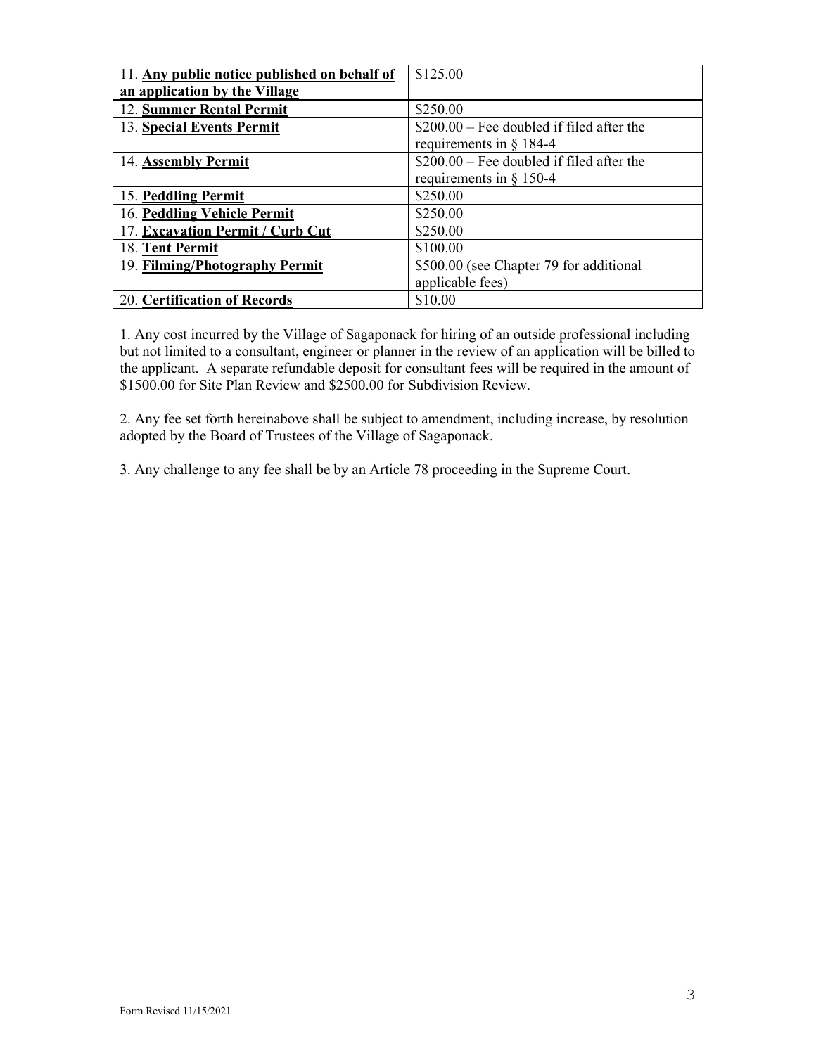| | |
|---|---|
| 11. **Any public notice published on behalf of an application by the Village** | \$125.00 |
| 12. **Summer Rental Permit** | \$250.00 |
| 13. **Special Events Permit** | \$200.00 – Fee doubled if filed after the requirements in § 184-4 |
| 14. **Assembly Permit** | \$200.00 – Fee doubled if filed after the requirements in § 150-4 |
| 15. **Peddling Permit** | \$250.00 |
| 16. **Peddling Vehicle Permit** | \$250.00 |
| 17. **Excavation Permit / Curb Cut** | \$250.00 |
| 18. **Tent Permit** | \$100.00 |
| 19. **Filming/Photography Permit** | \$500.00 (see Chapter 79 for additional applicable fees) |
| 20. **Certification of Records** | \$10.00 |

1. Any cost incurred by the Village of Sagaponack for hiring of an outside professional including but not limited to a consultant, engineer or planner in the review of an application will be billed to the applicant. A separate refundable deposit for consultant fees will be required in the amount of \$1500.00 for Site Plan Review and \$2500.00 for Subdivision Review.

2. Any fee set forth hereinabove shall be subject to amendment, including increase, by resolution adopted by the Board of Trustees of the Village of Sagaponack.

3. Any challenge to any fee shall be by an Article 78 proceeding in the Supreme Court.

Form Revised 11/15/2021